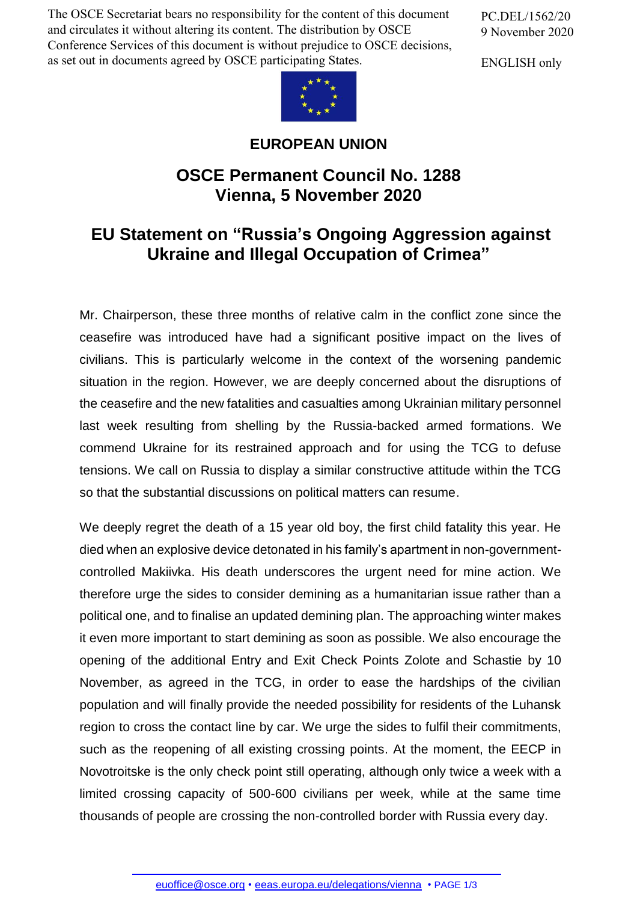The OSCE Secretariat bears no responsibility for the content of this document and circulates it without altering its content. The distribution by OSCE Conference Services of this document is without prejudice to OSCE decisions, as set out in documents agreed by OSCE participating States.

PC.DEL/1562/20
9 November 2020

ENGLISH only

**EUROPEAN UNION**

# OSCE Permanent Council No. 1288
# Vienna, 5 November 2020

## EU Statement on "Russia's Ongoing Aggression against Ukraine and Illegal Occupation of Crimea"

Mr. Chairperson, these three months of relative calm in the conflict zone since the ceasefire was introduced have had a significant positive impact on the lives of civilians. This is particularly welcome in the context of the worsening pandemic situation in the region. However, we are deeply concerned about the disruptions of the ceasefire and the new fatalities and casualties among Ukrainian military personnel last week resulting from shelling by the Russia-backed armed formations. We commend Ukraine for its restrained approach and for using the TCG to defuse tensions. We call on Russia to display a similar constructive attitude within the TCG so that the substantial discussions on political matters can resume.

We deeply regret the death of a 15 year old boy, the first child fatality this year. He died when an explosive device detonated in his family's apartment in non-government-controlled Makiivka. His death underscores the urgent need for mine action. We therefore urge the sides to consider demining as a humanitarian issue rather than a political one, and to finalise an updated demining plan. The approaching winter makes it even more important to start demining as soon as possible. We also encourage the opening of the additional Entry and Exit Check Points Zolote and Schastie by 10 November, as agreed in the TCG, in order to ease the hardships of the civilian population and will finally provide the needed possibility for residents of the Luhansk region to cross the contact line by car. We urge the sides to fulfil their commitments, such as the reopening of all existing crossing points. At the moment, the EECP in Novotroitske is the only check point still operating, although only twice a week with a limited crossing capacity of 500-600 civilians per week, while at the same time thousands of people are crossing the non-controlled border with Russia every day.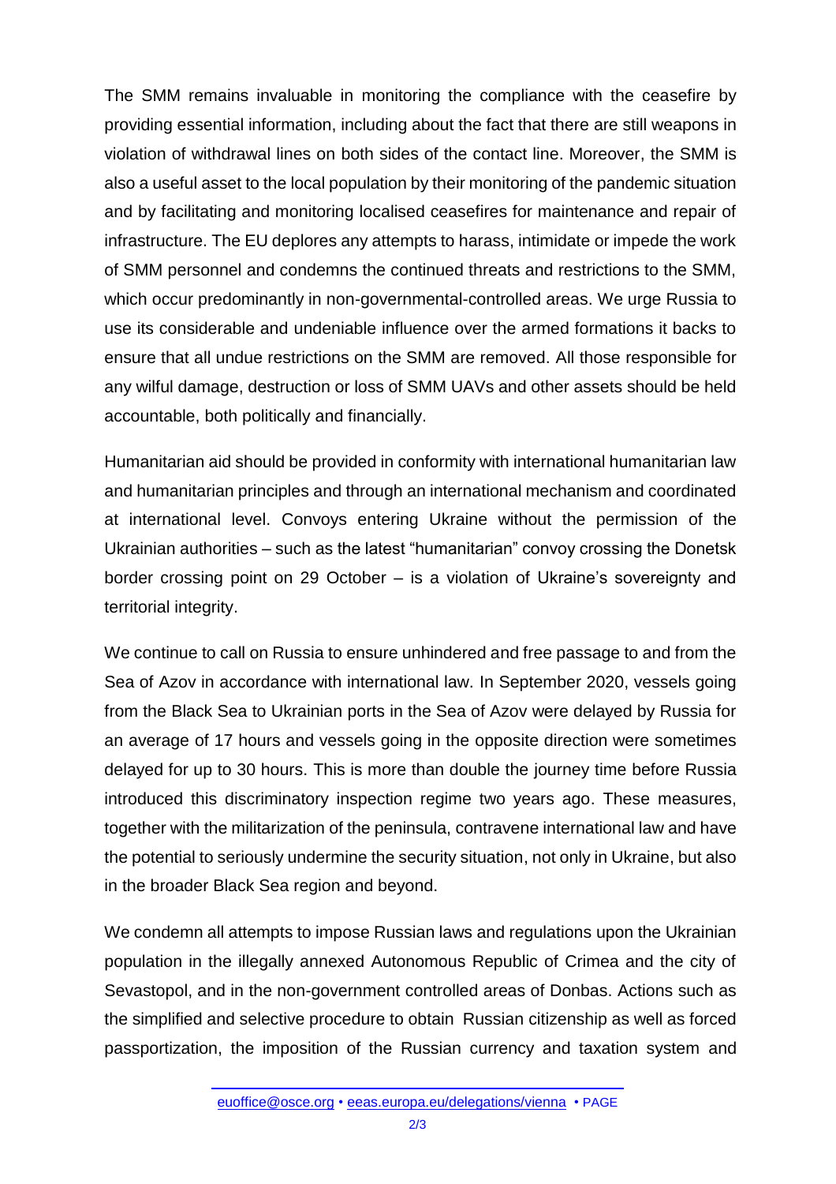The SMM remains invaluable in monitoring the compliance with the ceasefire by providing essential information, including about the fact that there are still weapons in violation of withdrawal lines on both sides of the contact line. Moreover, the SMM is also a useful asset to the local population by their monitoring of the pandemic situation and by facilitating and monitoring localised ceasefires for maintenance and repair of infrastructure. The EU deplores any attempts to harass, intimidate or impede the work of SMM personnel and condemns the continued threats and restrictions to the SMM, which occur predominantly in non-governmental-controlled areas. We urge Russia to use its considerable and undeniable influence over the armed formations it backs to ensure that all undue restrictions on the SMM are removed. All those responsible for any wilful damage, destruction or loss of SMM UAVs and other assets should be held accountable, both politically and financially.

Humanitarian aid should be provided in conformity with international humanitarian law and humanitarian principles and through an international mechanism and coordinated at international level. Convoys entering Ukraine without the permission of the Ukrainian authorities – such as the latest "humanitarian" convoy crossing the Donetsk border crossing point on 29 October – is a violation of Ukraine's sovereignty and territorial integrity.

We continue to call on Russia to ensure unhindered and free passage to and from the Sea of Azov in accordance with international law. In September 2020, vessels going from the Black Sea to Ukrainian ports in the Sea of Azov were delayed by Russia for an average of 17 hours and vessels going in the opposite direction were sometimes delayed for up to 30 hours. This is more than double the journey time before Russia introduced this discriminatory inspection regime two years ago. These measures, together with the militarization of the peninsula, contravene international law and have the potential to seriously undermine the security situation, not only in Ukraine, but also in the broader Black Sea region and beyond.

We condemn all attempts to impose Russian laws and regulations upon the Ukrainian population in the illegally annexed Autonomous Republic of Crimea and the city of Sevastopol, and in the non-government controlled areas of Donbas. Actions such as the simplified and selective procedure to obtain Russian citizenship as well as forced passportization, the imposition of the Russian currency and taxation system and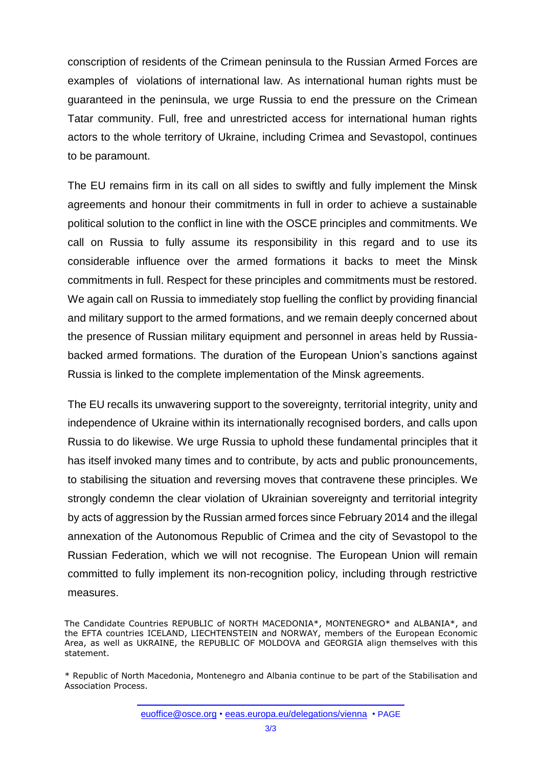conscription of residents of the Crimean peninsula to the Russian Armed Forces are examples of violations of international law. As international human rights must be guaranteed in the peninsula, we urge Russia to end the pressure on the Crimean Tatar community. Full, free and unrestricted access for international human rights actors to the whole territory of Ukraine, including Crimea and Sevastopol, continues to be paramount.

The EU remains firm in its call on all sides to swiftly and fully implement the Minsk agreements and honour their commitments in full in order to achieve a sustainable political solution to the conflict in line with the OSCE principles and commitments. We call on Russia to fully assume its responsibility in this regard and to use its considerable influence over the armed formations it backs to meet the Minsk commitments in full. Respect for these principles and commitments must be restored. We again call on Russia to immediately stop fuelling the conflict by providing financial and military support to the armed formations, and we remain deeply concerned about the presence of Russian military equipment and personnel in areas held by Russia-backed armed formations. The duration of the European Union's sanctions against Russia is linked to the complete implementation of the Minsk agreements.

The EU recalls its unwavering support to the sovereignty, territorial integrity, unity and independence of Ukraine within its internationally recognised borders, and calls upon Russia to do likewise. We urge Russia to uphold these fundamental principles that it has itself invoked many times and to contribute, by acts and public pronouncements, to stabilising the situation and reversing moves that contravene these principles. We strongly condemn the clear violation of Ukrainian sovereignty and territorial integrity by acts of aggression by the Russian armed forces since February 2014 and the illegal annexation of the Autonomous Republic of Crimea and the city of Sevastopol to the Russian Federation, which we will not recognise. The European Union will remain committed to fully implement its non-recognition policy, including through restrictive measures.

The Candidate Countries REPUBLIC of NORTH MACEDONIA*, MONTENEGRO* and ALBANIA*, and the EFTA countries ICELAND, LIECHTENSTEIN and NORWAY, members of the European Economic Area, as well as UKRAINE, the REPUBLIC OF MOLDOVA and GEORGIA align themselves with this statement.

* Republic of North Macedonia, Montenegro and Albania continue to be part of the Stabilisation and Association Process.

euoffice@osce.org • eeas.europa.eu/delegations/vienna